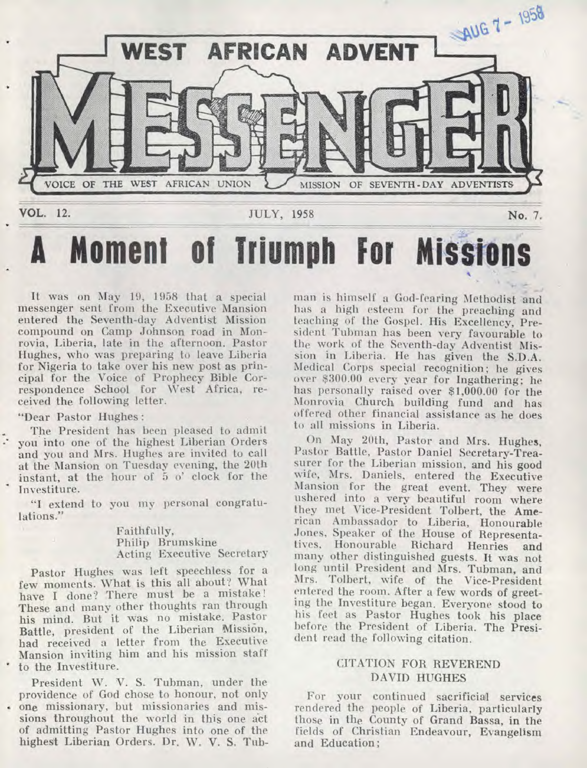# WEST AFRICAN ADVENT MESSENGER

VOICE OF THE WEST AFRICAN UNION MISSION OF SEVENTH-DAY ADVENTISTS

VOL. 12. JULY, 1958 No. 7.

# A Moment of Triumph For Missions

It was on May 19, 1958 that a special messenger sent from the Executive Mansion entered the Seventh-day Adventist Mission compound on Camp Johnson road in Monrovia, Liberia, late in the afternoon. Pastor Hughes, who was preparing to leave Liberia for Nigeria to take over his new post as principal for the Voice of Prophecy Bible Correspondence School for West Africa, received the following letter.

"Dear Pastor Hughes:

The President has been pleased to admit you into one of the highest Liberian Orders and you and Mrs. Hughes are invited to call at the Mansion on Tuesday evening, the 20th instant, at the hour of 5 o' clock for the Investiture.

"I extend to you my personal congratulations."

Faithfully,
Philip Brumskine
Acting Executive Secretary

Pastor Hughes was left speechless for a few moments. What is this all about? What have I done? There must be a mistake! These and many other thoughts ran through his mind. But it was no mistake. Pastor Battle, president of the Liberian Mission, had received a letter from the Executive Mansion inviting him and his mission staff to the Investiture.

President W. V. S. Tubman, under the providence of God chose to honour, not only one missionary, but missionaries and missions throughout the world in this one act of admitting Pastor Hughes into one of the highest Liberian Orders. Dr. W. V. S. Tubman is himself a God-fearing Methodist and has a high esteem for the preaching and teaching of the Gospel. His Excellency, President Tubman has been very favourable to the work of the Seventh-day Adventist Mission in Liberia. He has given the S.D.A. Medical Corps special recognition; he gives over $300.00 every year for Ingathering; he has personally raised over $1,000.00 for the Monrovia Church building fund and has offered other financial assistance as he does to all missions in Liberia.

On May 20th, Pastor and Mrs. Hughes, Pastor Battle, Pastor Daniel Secretary-Treasurer for the Liberian mission, and his good wife, Mrs. Daniels, entered the Executive Mansion for the great event. They were ushered into a very beautiful room where they met Vice-President Tolbert, the American Ambassador to Liberia, Honourable Jones, Speaker of the House of Representatives, Honourable Richard Henries and many other distinguished guests. It was not long until President and Mrs. Tubman, and Mrs. Tolbert, wife of the Vice-President entered the room. After a few words of greeting the Investiture began. Everyone stood to his feet as Pastor Hughes took his place before the President of Liberia. The President read the following citation.

## CITATION FOR REVEREND DAVID HUGHES

For your continued sacrificial services rendered the people of Liberia, particularly those in the County of Grand Bassa, in the fields of Christian Endeavour, Evangelism and Education;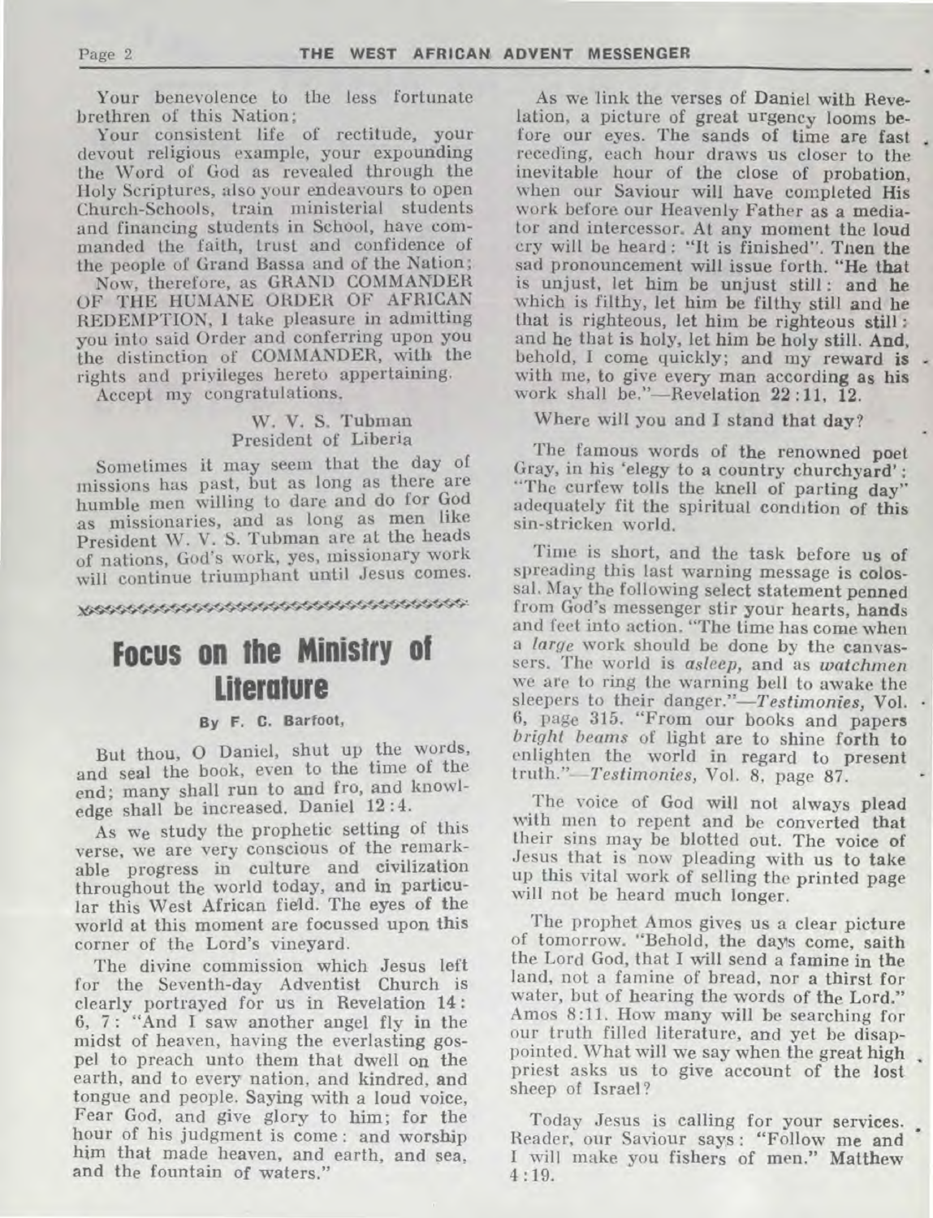Your benevolence to the less fortunate brethren of this Nation;

Your consistent life of rectitude, your devout religious example, your expounding the Word of God as revealed through the Holy Scriptures, also your endeavours to open Church-Schools, train ministerial students and financing students in School, have commanded the faith, trust and confidence of the people of Grand Bassa and of the Nation;

Now, therefore, as GRAND COMMANDER OF THE HUMANE ORDER OF AFRICAN REDEMPTION, I take pleasure in admitting you into said Order and conferring upon you the distinction of COMMANDER, with the rights and privileges hereto appertaining.

Accept my congratulations.

W. V. S. Tubman
President of Liberia

Sometimes it may seem that the day of missions has past, but as long as there are humble men willing to dare and do for God as missionaries, and as long as men like President W. V. S. Tubman are at the heads of nations, God's work, yes, missionary work will continue triumphant until Jesus comes.

## Focus on the Ministry of Literature

**By F. C. Barfoot,**

But thou, O Daniel, shut up the words, and seal the book, even to the time of the end; many shall run to and fro, and knowledge shall be increased. Daniel 12:4.

As we study the prophetic setting of this verse, we are very conscious of the remarkable progress in culture and civilization throughout the world today, and in particular this West African field. The eyes of the world at this moment are focussed upon this corner of the Lord's vineyard.

The divine commission which Jesus left for the Seventh-day Adventist Church is clearly portrayed for us in Revelation 14: 6, 7: "And I saw another angel fly in the midst of heaven, having the everlasting gospel to preach unto them that dwell on the earth, and to every nation, and kindred, and tongue and people. Saying with a loud voice, Fear God, and give glory to him; for the hour of his judgment is come: and worship him that made heaven, and earth, and sea, and the fountain of waters."

As we link the verses of Daniel with Revelation, a picture of great urgency looms before our eyes. The sands of time are fast receding, each hour draws us closer to the inevitable hour of the close of probation, when our Saviour will have completed His work before our Heavenly Father as a mediator and intercessor. At any moment the loud cry will be heard: "It is finished". Then the sad pronouncement will issue forth. "He that is unjust, let him be unjust still: and he which is filthy, let him be filthy still and he that is righteous, let him be righteous still: and he that is holy, let him be holy still. And, behold, I come quickly; and my reward is with me, to give every man according as his work shall be."—Revelation 22:11, 12.

Where will you and I stand that day?

The famous words of the renowned poet Gray, in his 'elegy to a country churchyard': "The curfew tolls the knell of parting day" adequately fit the spiritual condition of this sin-stricken world.

Time is short, and the task before us of spreading this last warning message is colossal. May the following select statement penned from God's messenger stir your hearts, hands and feet into action. "The time has come when a *large* work should be done by the canvassers. The world is *asleep*, and as *watchmen* we are to ring the warning bell to awake the sleepers to their danger."—*Testimonies*, Vol. 6, page 315. "From our books and papers *bright beams* of light are to shine forth to enlighten the world in regard to present truth."—*Testimonies*, Vol. 8, page 87.

The voice of God will not always plead with men to repent and be converted that their sins may be blotted out. The voice of Jesus that is now pleading with us to take up this vital work of selling the printed page will not be heard much longer.

The prophet Amos gives us a clear picture of tomorrow. "Behold, the days come, saith the Lord God, that I will send a famine in the land, not a famine of bread, nor a thirst for water, but of hearing the words of the Lord." Amos 8:11. How many will be searching for our truth filled literature, and yet be disappointed. What will we say when the great high priest asks us to give account of the lost sheep of Israel?

Today Jesus is calling for your services. Reader, our Saviour says: "Follow me and I will make you fishers of men." Matthew 4:19.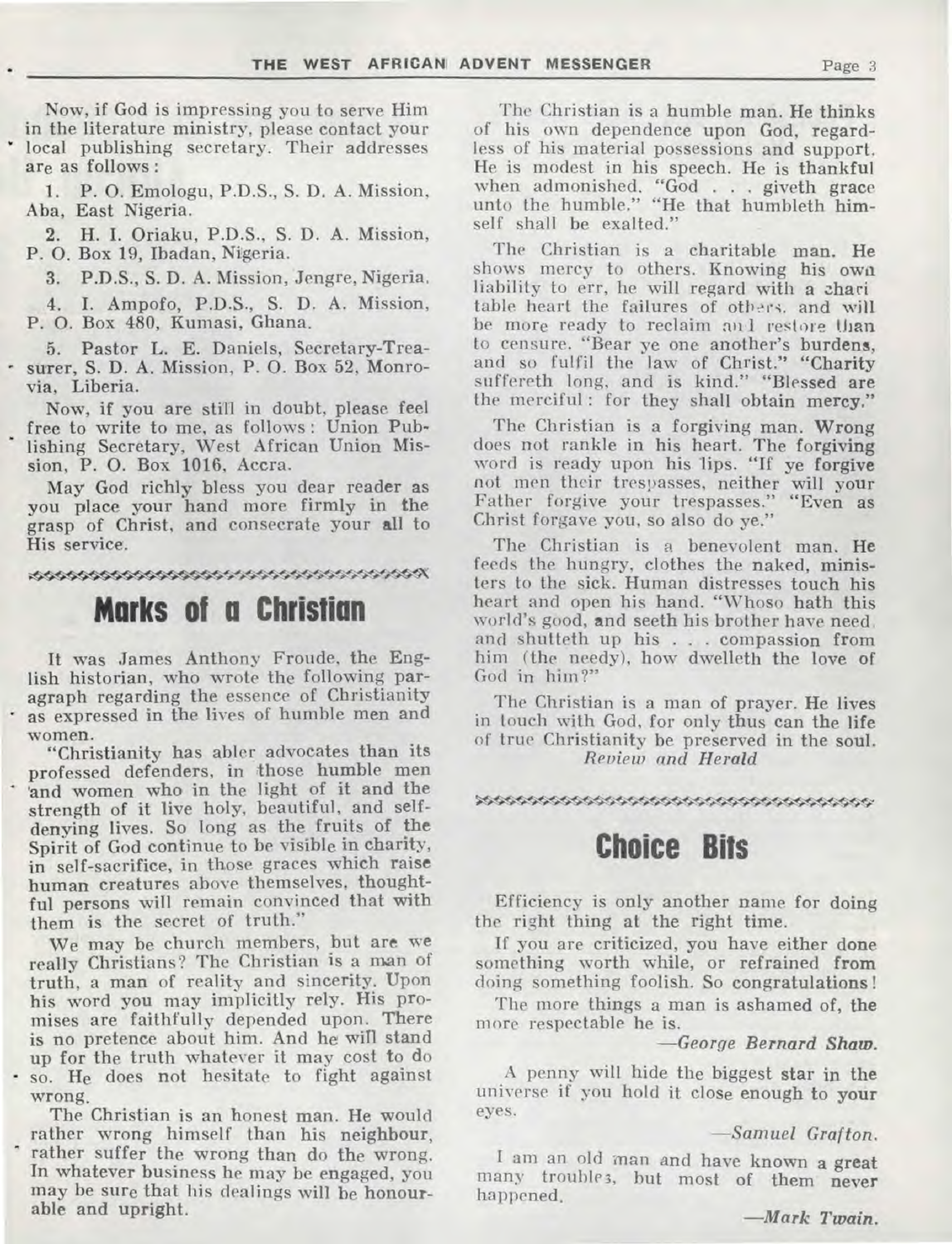Now, if God is impressing you to serve Him in the literature ministry, please contact your local publishing secretary. Their addresses are as follows:

1. P. O. Emologu, P.D.S., S. D. A. Mission, Aba, East Nigeria.
2. H. I. Oriaku, P.D.S., S. D. A. Mission, P. O. Box 19, Ibadan, Nigeria.
3. P.D.S., S. D. A. Mission, Jengre, Nigeria.
4. I. Ampofo, P.D.S., S. D. A. Mission, P. O. Box 480, Kumasi, Ghana.
5. Pastor L. E. Daniels, Secretary-Treasurer, S. D. A. Mission, P. O. Box 52, Monrovia, Liberia.

Now, if you are still in doubt, please feel free to write to me, as follows: Union Publishing Secretary, West African Union Mission, P. O. Box 1016, Accra.

May God richly bless you dear reader as you place your hand more firmly in the grasp of Christ, and consecrate your all to His service.

# Marks of a Christian

It was James Anthony Froude, the English historian, who wrote the following paragraph regarding the essence of Christianity as expressed in the lives of humble men and women.

"Christianity has abler advocates than its professed defenders, in those humble men and women who in the light of it and the strength of it live holy, beautiful, and self-denying lives. So long as the fruits of the Spirit of God continue to be visible in charity, in self-sacrifice, in those graces which raise human creatures above themselves, thoughtful persons will remain convinced that with them is the secret of truth."

We may be church members, but are we really Christians? The Christian is a man of truth, a man of reality and sincerity. Upon his word you may implicitly rely. His promises are faithfully depended upon. There is no pretence about him. And he will stand up for the truth whatever it may cost to do so. He does not hesitate to fight against wrong.

The Christian is an honest man. He would rather wrong himself than his neighbour, rather suffer the wrong than do the wrong. In whatever business he may be engaged, you may be sure that his dealings will be honourable and upright.

The Christian is a humble man. He thinks of his own dependence upon God, regardless of his material possessions and support. He is modest in his speech. He is thankful when admonished. "God . . . giveth grace unto the humble." "He that humbleth himself shall be exalted."

The Christian is a charitable man. He shows mercy to others. Knowing his own liability to err, he will regard with a charitable heart the failures of others, and will be more ready to reclaim and restore than to censure. "Bear ye one another's burdens, and so fulfil the law of Christ." "Charity suffereth long, and is kind." "Blessed are the merciful: for they shall obtain mercy."

The Christian is a forgiving man. Wrong does not rankle in his heart. The forgiving word is ready upon his lips. "If ye forgive not men their trespasses, neither will your Father forgive your trespasses." "Even as Christ forgave you, so also do ye."

The Christian is a benevolent man. He feeds the hungry, clothes the naked, ministers to the sick. Human distresses touch his heart and open his hand. "Whoso hath this world's good, and seeth his brother have need, and shutteth up his . . . compassion from him (the needy), how dwelleth the love of God in him?"

The Christian is a man of prayer. He lives in touch with God, for only thus can the life of true Christianity be preserved in the soul.

*Review and Herald*

# Choice Bits

Efficiency is only another name for doing the right thing at the right time.

If you are criticized, you have either done something worth while, or refrained from doing something foolish. So congratulations!

The more things a man is ashamed of, the more respectable he is.

—*George Bernard Shaw.*

A penny will hide the biggest star in the universe if you hold it close enough to your eyes.

—*Samuel Grafton.*

I am an old man and have known a great many troubles, but most of them never happened.

—*Mark Twain.*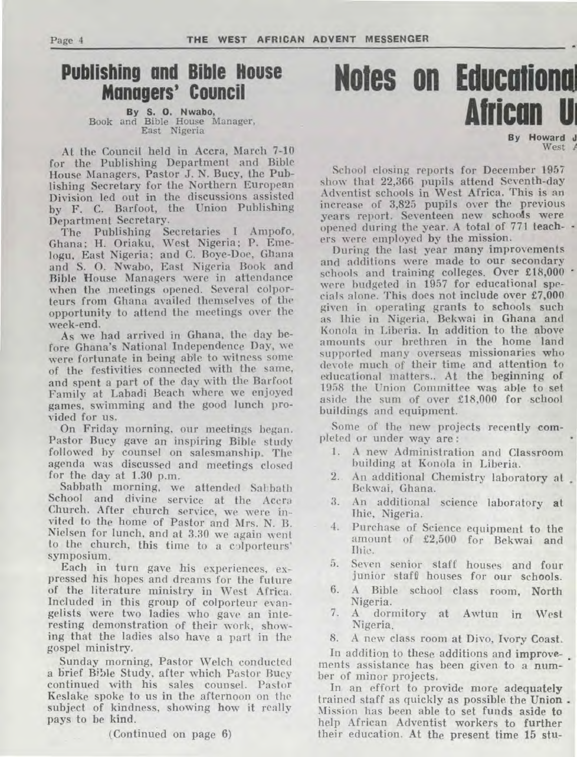## Publishing and Bible House Managers' Council

**By S. O. Nwabo,**
Book and Bible House Manager,
East Nigeria

At the Council held in Accra, March 7-10 for the Publishing Department and Bible House Managers, Pastor J. N. Bucy, the Publishing Secretary for the Northern European Division led out in the discussions assisted by F. C. Barfoot, the Union Publishing Department Secretary.

The Publishing Secretaries I Ampofo, Ghana; H. Oriaku, West Nigeria; P. Emelogu, East Nigeria; and C. Boye-Doe, Ghana and S. O. Nwabo, East Nigeria Book and Bible House Managers were in attendance when the meetings opened. Several colporteurs from Ghana availed themselves of the opportunity to attend the meetings over the week-end.

As we had arrived in Ghana, the day before Ghana's National Independence Day, we were fortunate in being able to witness some of the festivities connected with the same, and spent a part of the day with the Barfoot Family at Labadi Beach where we enjoyed games, swimming and the good lunch provided for us.

On Friday morning, our meetings began. Pastor Bucy gave an inspiring Bible study followed by counsel on salesmanship. The agenda was discussed and meetings closed for the day at 1.30 p.m.

Sabbath morning, we attended Sabbath School and divine service at the Accra Church. After church service, we were invited to the home of Pastor and Mrs. N. B. Nielsen for lunch, and at 3.30 we again went to the church, this time to a colporteurs' symposium.

Each in turn gave his experiences, expressed his hopes and dreams for the future of the literature ministry in West Africa. Included in this group of colporteur evangelists were two ladies who gave an interesting demonstration of their work, showing that the ladies also have a part in the gospel ministry.

Sunday morning, Pastor Welch conducted a brief Bible Study, after which Pastor Bucy continued with his sales counsel. Pastor Keslake spoke to us in the afternoon on the subject of kindness, showing how it really pays to be kind.

(Continued on page 6)

## Notes on Educational ... African U...

**By Howard J...**
West A...

School closing reports for December 1957 show that 22,366 pupils attend Seventh-day Adventist schools in West Africa. This is an increase of 3,825 pupils over the previous years report. Seventeen new schools were opened during the year. A total of 771 teachers were employed by the mission.

During the last year many improvements and additions were made to our secondary schools and training colleges. Over £18,000 were budgeted in 1957 for educational specials alone. This does not include over £7,000 given in operating grants to schools such as Ihie in Nigeria, Bekwai in Ghana and Konola in Liberia. In addition to the above amounts our brethren in the home land supported many overseas missionaries who devote much of their time and attention to educational matters.. At the beginning of 1958 the Union Committee was able to set aside the sum of over £18,000 for school buildings and equipment.

Some of the new projects recently completed or under way are:

1. A new Administration and Classroom building at Konola in Liberia.
2. An additional Chemistry laboratory at Bekwai, Ghana.
3. An additional science laboratory at Ihie, Nigeria.
4. Purchase of Science equipment to the amount of £2,500 for Bekwai and Ihie.
5. Seven senior staff houses and four junior staff houses for our schools.
6. A Bible school class room, North Nigeria.
7. A dormitory at Awtun in West Nigeria.
8. A new class room at Divo, Ivory Coast.

In addition to these additions and improvements assistance has been given to a number of minor projects.

In an effort to provide more adequately trained staff as quickly as possible the Union Mission has been able to set funds aside to help African Adventist workers to further their education. At the present time 15 stu-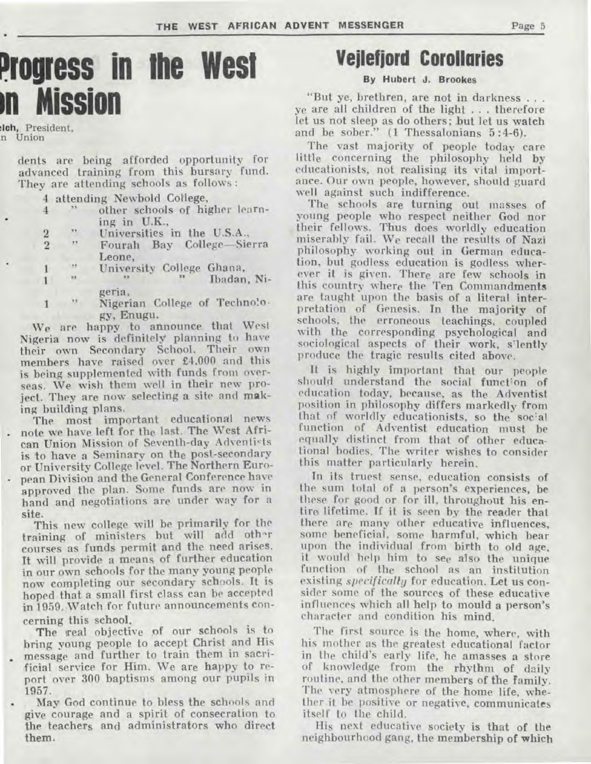# Progress in the West ...n Mission

...lch, President,
...n Union

dents are being afforded opportunity for advanced training from this bursary fund. They are attending schools as follows:

- 4 attending Newbold College,
- 4 " other schools of higher learning in U.K.,
- 2 " Universities in the U.S.A.,
- 2 " Fourah Bay College—Sierra Leone,
- 1 " University College Ghana,
- 1 " " " Ibadan, Nigeria,
- 1 " Nigerian College of Technology, Enugu.

We are happy to announce that West Nigeria now is definitely planning to have their own Secondary School. Their own members have raised over £4,000 and this is being supplemented with funds from overseas. We wish them well in their new project. They are now selecting a site and making building plans.

The most important educational news note we have left for the last. The West African Union Mission of Seventh-day Adventists is to have a Seminary on the post-secondary or University College level. The Northern European Division and the General Conference have approved the plan. Some funds are now in hand and negotiations are under way for a site.

This new college will be primarily for the training of ministers but will add other courses as funds permit and the need arises. It will provide a means of further education in our own schools for the many young people now completing our secondary schools. It is hoped that a small first class can be accepted in 1959. Watch for future announcements concerning this school.

The real objective of our schools is to bring young people to accept Christ and His message and further to train them in sacrificial service for Him. We are happy to report over 300 baptisms among our pupils in 1957.

May God continue to bless the schools and give courage and a spirit of consecration to the teachers and administrators who direct them.

# Vejlefjord Corollaries

**By Hubert J. Brookes**

"But ye, brethren, are not in darkness . . . ye are all children of the light . . . therefore let us not sleep as do others; but let us watch and be sober." (1 Thessalonians 5:4-6).

The vast majority of people today care little concerning the philosophy held by educationists, not realising its vital importance. Our own people, however, should guard well against such indifference.

The schools are turning out masses of young people who respect neither God nor their fellows. Thus does worldly education miserably fail. We recall the results of Nazi philosophy working out in German education, but godless education is godless wherever it is given. There are few schools in this country where the Ten Commandments are taught upon the basis of a literal interpretation of Genesis. In the majority of schools, the erroneous teachings, coupled with the corresponding psychological and sociological aspects of their work, silently produce the tragic results cited above.

It is highly important that our people should understand the social function of education today, because, as the Adventist position in philosophy differs markedly from that of worldly educationists, so the social function of Adventist education must be equally distinct from that of other educational bodies. The writer wishes to consider this matter particularly herein.

In its truest sense, education consists of the sum total of a person's experiences, be these for good or for ill, throughout his entire lifetime. If it is seen by the reader that there are many other educative influences, some beneficial, some harmful, which bear upon the individual from birth to old age, it would help him to see also the unique function of the school as an institution existing *specifically* for education. Let us consider some of the sources of these educative influences which all help to mould a person's character and condition his mind.

The first source is the home, where, with his mother as the greatest educational factor in the child's early life, he amasses a store of knowledge from the rhythm of daily routine, and the other members of the family. The very atmosphere of the home life, whether it be positive or negative, communicates itself to the child.

His next educative society is that of the neighbourhood gang, the membership of which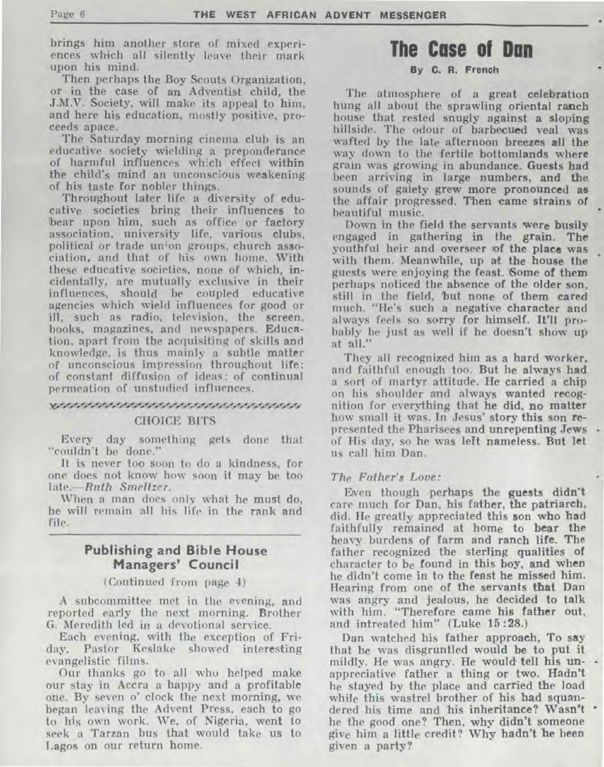brings him another store of mixed experiences which all silently leave their mark upon his mind.

Then perhaps the Boy Scouts Organization, or in the case of an Adventist child, the J.M.V. Society, will make its appeal to him, and here his education, mostly positive, proceeds apace.

The Saturday morning cinema club is an educative society wielding a preponderance of harmful influences which effect within the child's mind an unconscious weakening of his taste for nobler things.

Throughout later life a diversity of educative societies bring their influences to bear upon him, such as office or factory association, university life, various clubs, political or trade union groups, church association, and that of his own home. With these educative societies, none of which, incidentally, are mutually exclusive in their influences, should be coupled educative agencies which wield influences for good or ill, such as radio, television, the screen, books, magazines, and newspapers. Education, apart from the acquisiting of skills and knowledge, is thus mainly a subtle matter of unconscious impression throughout life; of constant diffusion of ideas; of continual permeation of unstudied influences.

### CHOICE BITS

Every day something gets done that "couldn't be done."

It is never too soon to do a kindness, for one does not know how soon it may be too late.—*Ruth Smeltzer.*

When a man does only what he must do, he will remain all his life in the rank and file.

## Publishing and Bible House Managers' Council

(Continued from page 4)

A subcommittee met in the evening, and reported early the next morning. Brother G. Meredith led in a devotional service.

Each evening, with the exception of Friday, Pastor Keslake showed interesting evangelistic films.

Our thanks go to all who helped make our stay in Accra a happy and a profitable one. By seven o' clock the next morning, we began leaving the Advent Press, each to go to his own work. We, of Nigeria, went to seek a Tarzan bus that would take us to Lagos on our return home.

# The Case of Dan

**By C. R. French**

The atmosphere of a great celebration hung all about the sprawling oriental ranch house that rested snugly against a sloping hillside. The odour of barbecued veal was wafted by the late afternoon breezes all the way down to the fertile bottomlands where grain was growing in abundance. Guests had been arriving in large numbers, and the sounds of gaiety grew more pronounced as the affair progressed. Then came strains of beautiful music.

Down in the field the servants were busily engaged in gathering in the grain. The youthful heir and overseer of the place was with them. Meanwhile, up at the house the guests were enjoying the feast. Some of them perhaps noticed the absence of the older son, still in the field, but none of them cared much. "He's such a negative character and always feels so sorry for himself. It'll probably be just as well if he doesn't show up at all."

They all recognized him as a hard worker, and faithful enough too. But he always had a sort of martyr attitude. He carried a chip on his shoulder and always wanted recognition for everything that he did, no matter how small it was. In Jesus' story this son represented the Pharisees and unrepenting Jews of His day, so he was left nameless. But let us call him Dan.

*The Father's Love:*

Even though perhaps the guests didn't care much for Dan, his father, the patriarch, did. He greatly appreciated this son who had faithfully remained at home to bear the heavy burdens of farm and ranch life. The father recognized the sterling qualities of character to be found in this boy, and when he didn't come in to the feast he missed him. Hearing from one of the servants that Dan was angry and jealous, he decided to talk with him. "Therefore came his father out, and intreated him" (Luke 15:28.)

Dan watched his father approach, To say that he was disgruntled would be to put it mildly. He was angry. He would tell his unappreciative father a thing or two. Hadn't he stayed by the place and carried the load while this wastrel brother of his had squandered his time and his inheritance? Wasn't he the good one? Then, why didn't someone give him a little credit? Why hadn't he been given a party?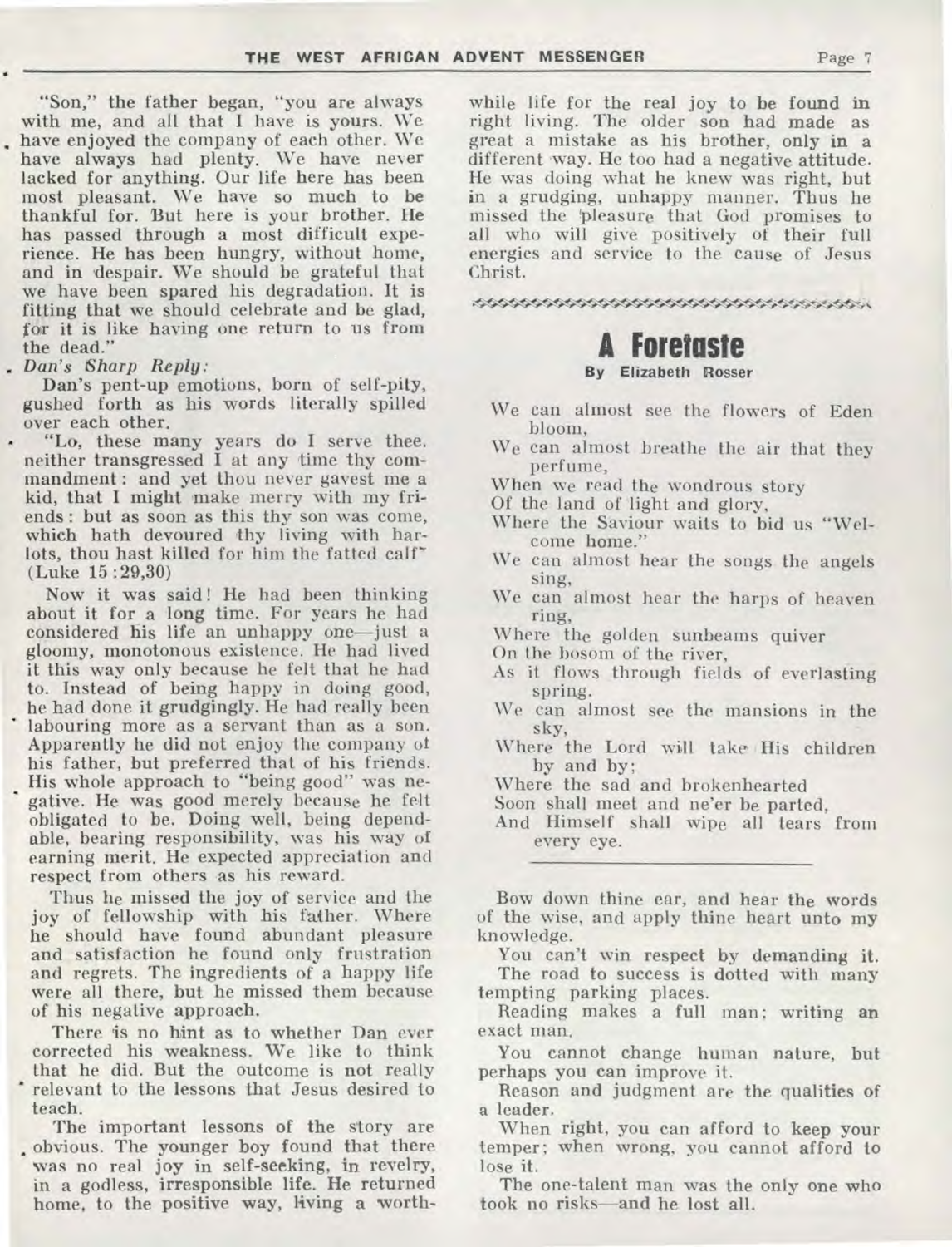"Son," the father began, "you are always with me, and all that I have is yours. We have enjoyed the company of each other. We have always had plenty. We have never lacked for anything. Our life here has been most pleasant. We have so much to be thankful for. But here is your brother. He has passed through a most difficult experience. He has been hungry, without home, and in despair. We should be grateful that we have been spared his degradation. It is fitting that we should celebrate and be glad, for it is like having one return to us from the dead."

*Dan's Sharp Reply:*

Dan's pent-up emotions, born of self-pity, gushed forth as his words literally spilled over each other.

"Lo, these many years do I serve thee, neither transgressed I at any time thy commandment: and yet thou never gavest me a kid, that I might make merry with my friends: but as soon as this thy son was come, which hath devoured thy living with harlots, thou hast killed for him the fatted calf" (Luke 15:29,30)

Now it was said! He had been thinking about it for a long time. For years he had considered his life an unhappy one—just a gloomy, monotonous existence. He had lived it this way only because he felt that he had to. Instead of being happy in doing good, he had done it grudgingly. He had really been labouring more as a servant than as a son. Apparently he did not enjoy the company of his father, but preferred that of his friends. His whole approach to "being good" was negative. He was good merely because he felt obligated to be. Doing well, being dependable, bearing responsibility, was his way of earning merit. He expected appreciation and respect from others as his reward.

Thus he missed the joy of service and the joy of fellowship with his father. Where he should have found abundant pleasure and satisfaction he found only frustration and regrets. The ingredients of a happy life were all there, but he missed them because of his negative approach.

There is no hint as to whether Dan ever corrected his weakness. We like to think that he did. But the outcome is not really relevant to the lessons that Jesus desired to teach.

The important lessons of the story are obvious. The younger boy found that there was no real joy in self-seeking, in revelry, in a godless, irresponsible life. He returned home, to the positive way, living a worthwhile life for the real joy to be found in right living. The older son had made as great a mistake as his brother, only in a different way. He too had a negative attitude. He was doing what he knew was right, but in a grudging, unhappy manner. Thus he missed the pleasure that God promises to all who will give positively of their full energies and service to the cause of Jesus Christ.

## A Foretaste

**By Elizabeth Rosser**

We can almost see the flowers of Eden bloom,  
We can almost breathe the air that they perfume,  
When we read the wondrous story  
Of the land of light and glory,  
Where the Saviour waits to bid us "Welcome home."

We can almost hear the songs the angels sing,  
We can almost hear the harps of heaven ring,  
Where the golden sunbeams quiver  
On the bosom of the river,  
As it flows through fields of everlasting spring.

We can almost see the mansions in the sky,  
Where the Lord will take His children by and by;  
Where the sad and brokenhearted  
Soon shall meet and ne'er be parted,  
And Himself shall wipe all tears from every eye.

---

Bow down thine ear, and hear the words of the wise, and apply thine heart unto my knowledge.

You can't win respect by demanding it.

The road to success is dotted with many tempting parking places.

Reading makes a full man; writing an exact man.

You cannot change human nature, but perhaps you can improve it.

Reason and judgment are the qualities of a leader.

When right, you can afford to keep your temper; when wrong, you cannot afford to lose it.

The one-talent man was the only one who took no risks—and he lost all.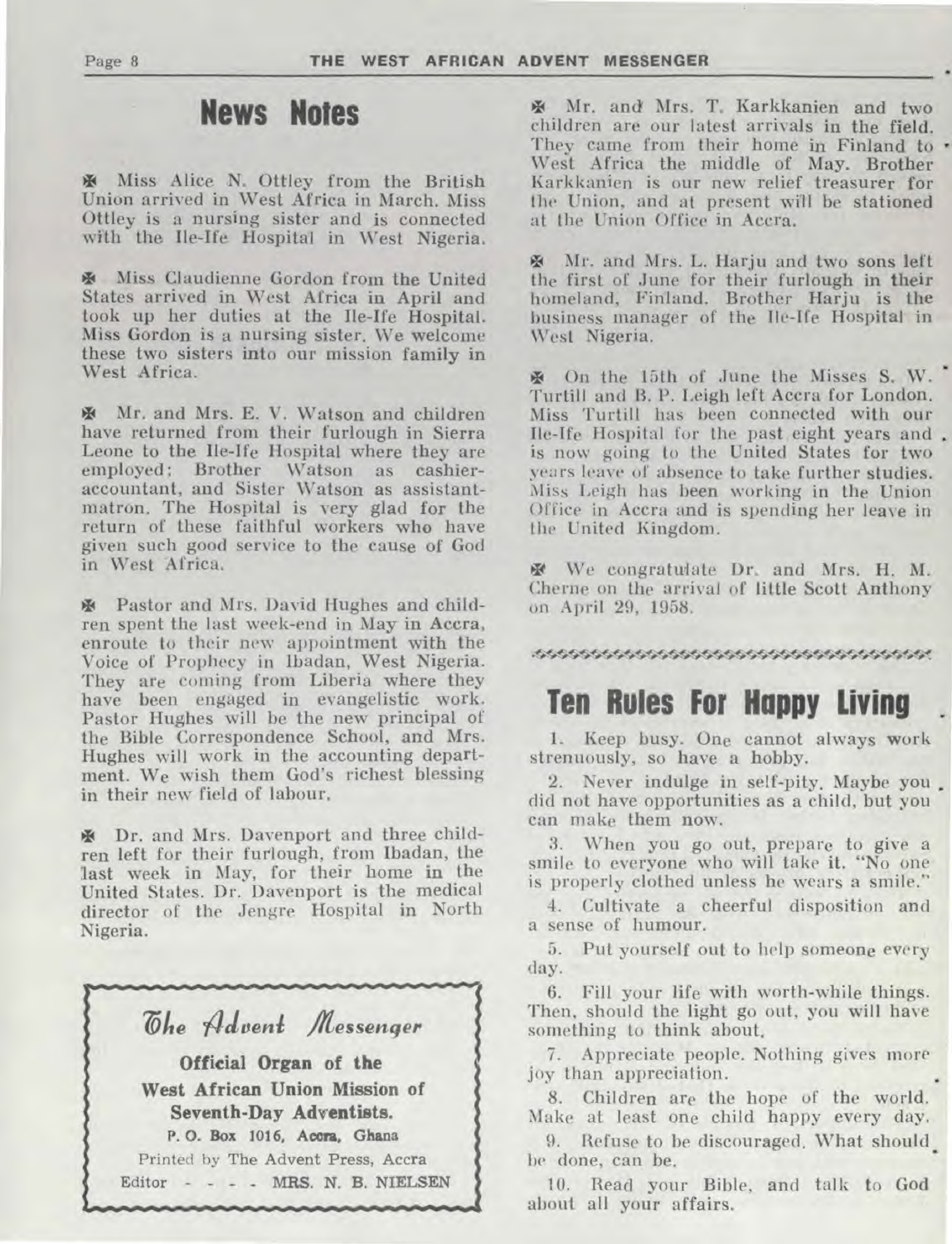# News Notes

✠ Miss Alice N. Ottley from the British Union arrived in West Africa in March. Miss Ottley is a nursing sister and is connected with the Ile-Ife Hospital in West Nigeria.

✠ Miss Claudienne Gordon from the United States arrived in West Africa in April and took up her duties at the Ile-Ife Hospital. Miss Gordon is a nursing sister. We welcome these two sisters into our mission family in West Africa.

✠ Mr. and Mrs. E. V. Watson and children have returned from their furlough in Sierra Leone to the Ile-Ife Hospital where they are employed; Brother Watson as cashier-accountant, and Sister Watson as assistant-matron. The Hospital is very glad for the return of these faithful workers who have given such good service to the cause of God in West Africa.

✠ Pastor and Mrs. David Hughes and children spent the last week-end in May in Accra, enroute to their new appointment with the Voice of Prophecy in Ibadan, West Nigeria. They are coming from Liberia where they have been engaged in evangelistic work. Pastor Hughes will be the new principal of the Bible Correspondence School, and Mrs. Hughes will work in the accounting department. We wish them God's richest blessing in their new field of labour.

✠ Dr. and Mrs. Davenport and three children left for their furlough, from Ibadan, the last week in May, for their home in the United States. Dr. Davenport is the medical director of the Jengre Hospital in North Nigeria.

*The Advent Messenger*

**Official Organ of the**
**West African Union Mission of**
**Seventh-Day Adventists.**
P. O. Box 1016, Accra, Ghana
Printed by The Advent Press, Accra
Editor - - - - MRS. N. B. NIELSEN

✠ Mr. and Mrs. T. Karkkanien and two children are our latest arrivals in the field. They came from their home in Finland to West Africa the middle of May. Brother Karkkanien is our new relief treasurer for the Union, and at present will be stationed at the Union Office in Accra.

✠ Mr. and Mrs. L. Harju and two sons left the first of June for their furlough in their homeland, Finland. Brother Harju is the business manager of the Ile-Ife Hospital in West Nigeria.

✠ On the 15th of June the Misses S. W. Turtill and B. P. Leigh left Accra for London. Miss Turtill has been connected with our Ile-Ife Hospital for the past eight years and is now going to the United States for two years leave of absence to take further studies. Miss Leigh has been working in the Union Office in Accra and is spending her leave in the United Kingdom.

✠ We congratulate Dr. and Mrs. H. M. Cherne on the arrival of little Scott Anthony on April 29, 1958.

# Ten Rules For Happy Living

1. Keep busy. One cannot always work strenuously, so have a hobby.

2. Never indulge in self-pity. Maybe you did not have opportunities as a child, but you can make them now.

3. When you go out, prepare to give a smile to everyone who will take it. "No one is properly clothed unless he wears a smile."

4. Cultivate a cheerful disposition and a sense of humour.

5. Put yourself out to help someone every day.

6. Fill your life with worth-while things. Then, should the light go out, you will have something to think about.

7. Appreciate people. Nothing gives more joy than appreciation.

8. Children are the hope of the world. Make at least one child happy every day.

9. Refuse to be discouraged. What should be done, can be.

10. Read your Bible, and talk to God about all your affairs.